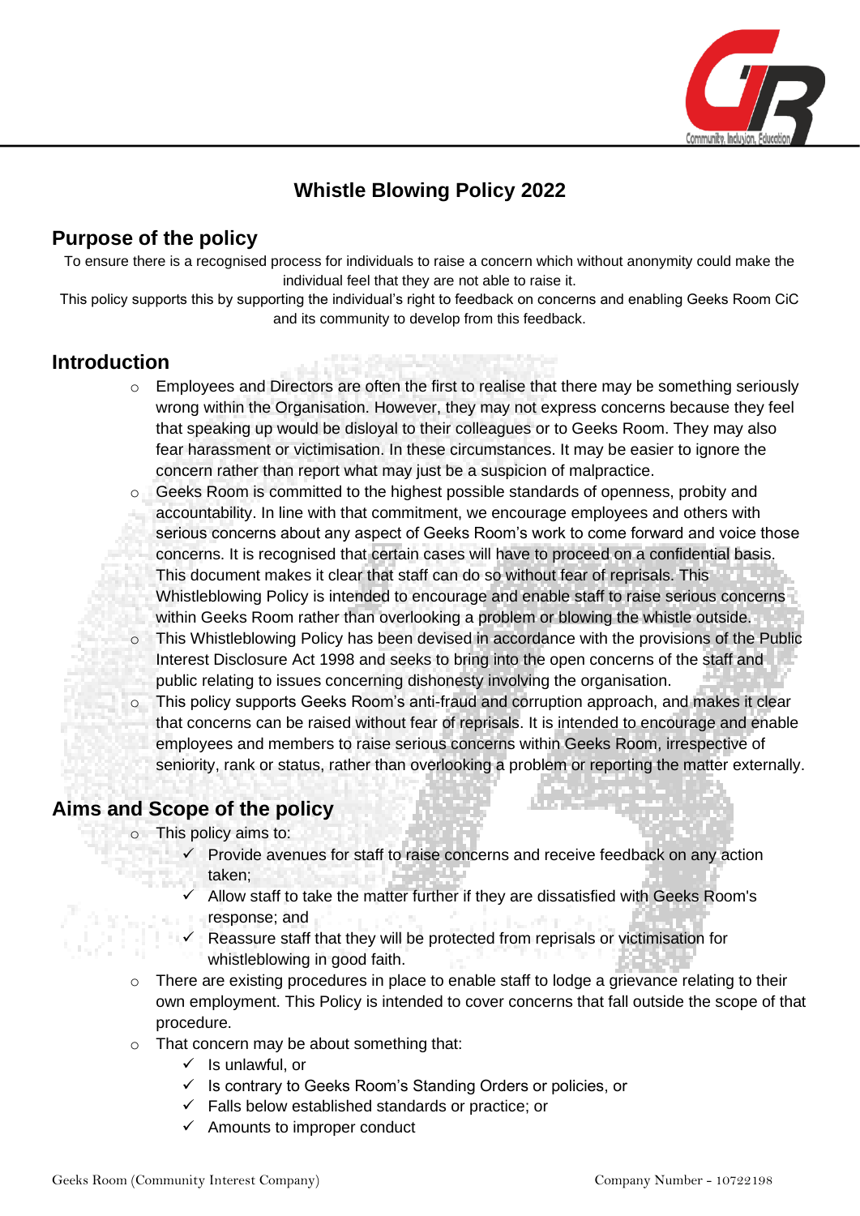# Whistle Blowing Policy 2022

## Purpose of the policy

To ensure there is a recognised process for individuals to raise a concern which without anonymity could make the individual feel that they are not able to raise it.

This policy supports this by supporting the individual's right to feedback on concerns and enabling Geeks Room CiC and its community to develop from this feedback.

## Introduction

- Employees and Directors are often the first to realise that there may be something seriously wrong within the Organisation. However, they may not express concerns because they feel that speaking up would be disloyal to their colleagues or to Geeks Room. They may also fear harassment or victimisation. In these circumstances. It may be easier to ignore the concern rather than report what may just be a suspicion of malpractice.
- Geeks Room is committed to the highest possible standards of openness, probity and accountability. In line with that commitment, we encourage employees and others with serious concerns about any aspect of Geeks Room's work to come forward and voice those concerns. It is recognised that certain cases will have to proceed on a confidential basis. This document makes it clear that staff can do so without fear of reprisals. This Whistleblowing Policy is intended to encourage and enable staff to raise serious concerns within Geeks Room rather than overlooking a problem or blowing the whistle outside.
- This Whistleblowing Policy has been devised in accordance with the provisions of the Public Interest Disclosure Act 1998 and seeks to bring into the open concerns of the staff and public relating to issues concerning dishonesty involving the organisation.
- This policy supports Geeks Room's anti-fraud and corruption approach, and makes it clear that concerns can be raised without fear of reprisals. It is intended to encourage and enable employees and members to raise serious concerns within Geeks Room, irrespective of seniority, rank or status, rather than overlooking a problem or reporting the matter externally.

## Aims and Scope of the policy

- This policy aims to:
  - ✓ Provide avenues for staff to raise concerns and receive feedback on any action taken;
  - ✓ Allow staff to take the matter further if they are dissatisfied with Geeks Room's response; and
  - ✓ Reassure staff that they will be protected from reprisals or victimisation for whistleblowing in good faith.
- There are existing procedures in place to enable staff to lodge a grievance relating to their own employment. This Policy is intended to cover concerns that fall outside the scope of that procedure.
- That concern may be about something that:
  - ✓ Is unlawful, or
  - ✓ Is contrary to Geeks Room's Standing Orders or policies, or
  - ✓ Falls below established standards or practice; or
  - ✓ Amounts to improper conduct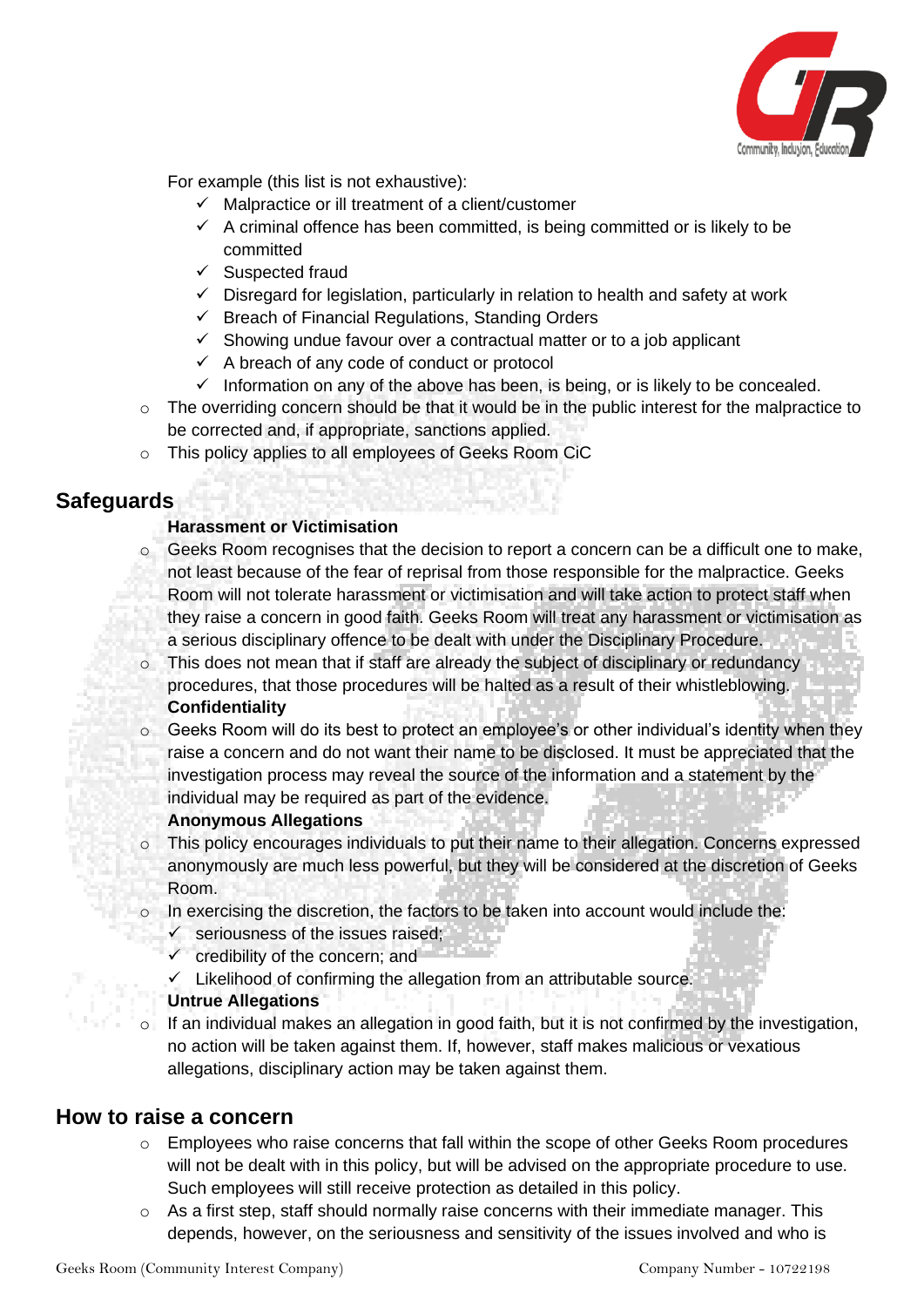For example (this list is not exhaustive):

- ✓ Malpractice or ill treatment of a client/customer
- ✓ A criminal offence has been committed, is being committed or is likely to be committed
- ✓ Suspected fraud
- ✓ Disregard for legislation, particularly in relation to health and safety at work
- ✓ Breach of Financial Regulations, Standing Orders
- ✓ Showing undue favour over a contractual matter or to a job applicant
- ✓ A breach of any code of conduct or protocol
- ✓ Information on any of the above has been, is being, or is likely to be concealed.

- The overriding concern should be that it would be in the public interest for the malpractice to be corrected and, if appropriate, sanctions applied.
- This policy applies to all employees of Geeks Room CiC

## Safeguards

**Harassment or Victimisation**

- Geeks Room recognises that the decision to report a concern can be a difficult one to make, not least because of the fear of reprisal from those responsible for the malpractice. Geeks Room will not tolerate harassment or victimisation and will take action to protect staff when they raise a concern in good faith. Geeks Room will treat any harassment or victimisation as a serious disciplinary offence to be dealt with under the Disciplinary Procedure.
- This does not mean that if staff are already the subject of disciplinary or redundancy procedures, that those procedures will be halted as a result of their whistleblowing.

**Confidentiality**

- Geeks Room will do its best to protect an employee's or other individual's identity when they raise a concern and do not want their name to be disclosed. It must be appreciated that the investigation process may reveal the source of the information and a statement by the individual may be required as part of the evidence.

**Anonymous Allegations**

- This policy encourages individuals to put their name to their allegation. Concerns expressed anonymously are much less powerful, but they will be considered at the discretion of Geeks Room.
- In exercising the discretion, the factors to be taken into account would include the:
  - ✓ seriousness of the issues raised;
  - ✓ credibility of the concern; and
  - ✓ Likelihood of confirming the allegation from an attributable source.

**Untrue Allegations**

- If an individual makes an allegation in good faith, but it is not confirmed by the investigation, no action will be taken against them. If, however, staff makes malicious or vexatious allegations, disciplinary action may be taken against them.

## How to raise a concern

- Employees who raise concerns that fall within the scope of other Geeks Room procedures will not be dealt with in this policy, but will be advised on the appropriate procedure to use. Such employees will still receive protection as detailed in this policy.
- As a first step, staff should normally raise concerns with their immediate manager. This depends, however, on the seriousness and sensitivity of the issues involved and who is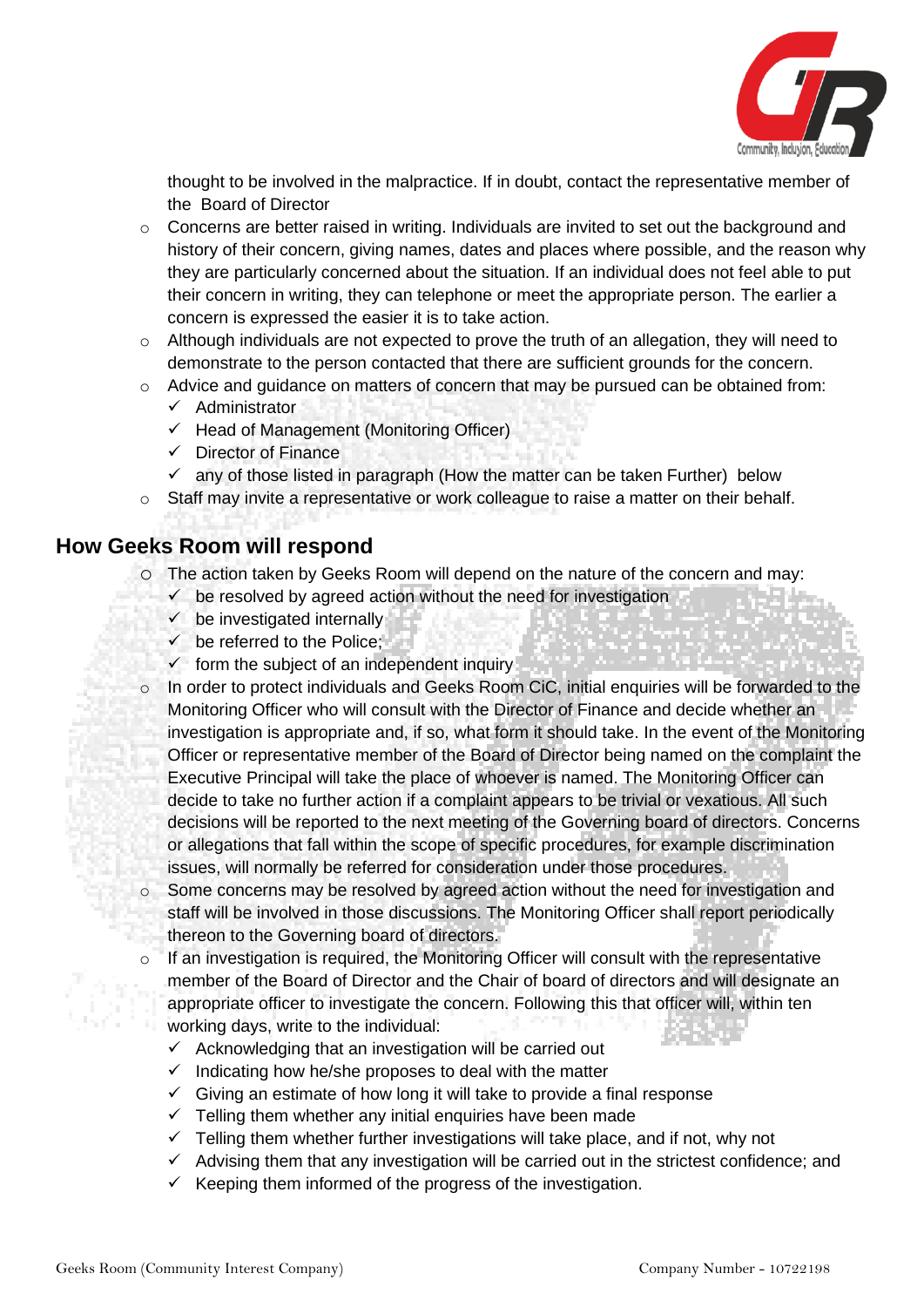thought to be involved in the malpractice. If in doubt, contact the representative member of the Board of Director

- Concerns are better raised in writing. Individuals are invited to set out the background and history of their concern, giving names, dates and places where possible, and the reason why they are particularly concerned about the situation. If an individual does not feel able to put their concern in writing, they can telephone or meet the appropriate person. The earlier a concern is expressed the easier it is to take action.
- Although individuals are not expected to prove the truth of an allegation, they will need to demonstrate to the person contacted that there are sufficient grounds for the concern.
- Advice and guidance on matters of concern that may be pursued can be obtained from:
  - ✓ Administrator
  - ✓ Head of Management (Monitoring Officer)
  - ✓ Director of Finance
  - ✓ any of those listed in paragraph (How the matter can be taken Further) below
- Staff may invite a representative or work colleague to raise a matter on their behalf.

## How Geeks Room will respond

- The action taken by Geeks Room will depend on the nature of the concern and may:
  - ✓ be resolved by agreed action without the need for investigation
  - ✓ be investigated internally
  - ✓ be referred to the Police;
  - ✓ form the subject of an independent inquiry
- In order to protect individuals and Geeks Room CiC, initial enquiries will be forwarded to the Monitoring Officer who will consult with the Director of Finance and decide whether an investigation is appropriate and, if so, what form it should take. In the event of the Monitoring Officer or representative member of the Board of Director being named on the complaint the Executive Principal will take the place of whoever is named. The Monitoring Officer can decide to take no further action if a complaint appears to be trivial or vexatious. All such decisions will be reported to the next meeting of the Governing board of directors. Concerns or allegations that fall within the scope of specific procedures, for example discrimination issues, will normally be referred for consideration under those procedures.
- Some concerns may be resolved by agreed action without the need for investigation and staff will be involved in those discussions. The Monitoring Officer shall report periodically thereon to the Governing board of directors.
- If an investigation is required, the Monitoring Officer will consult with the representative member of the Board of Director and the Chair of board of directors and will designate an appropriate officer to investigate the concern. Following this that officer will, within ten working days, write to the individual:
  - ✓ Acknowledging that an investigation will be carried out
  - ✓ Indicating how he/she proposes to deal with the matter
  - ✓ Giving an estimate of how long it will take to provide a final response
  - ✓ Telling them whether any initial enquiries have been made
  - ✓ Telling them whether further investigations will take place, and if not, why not
  - ✓ Advising them that any investigation will be carried out in the strictest confidence; and
  - ✓ Keeping them informed of the progress of the investigation.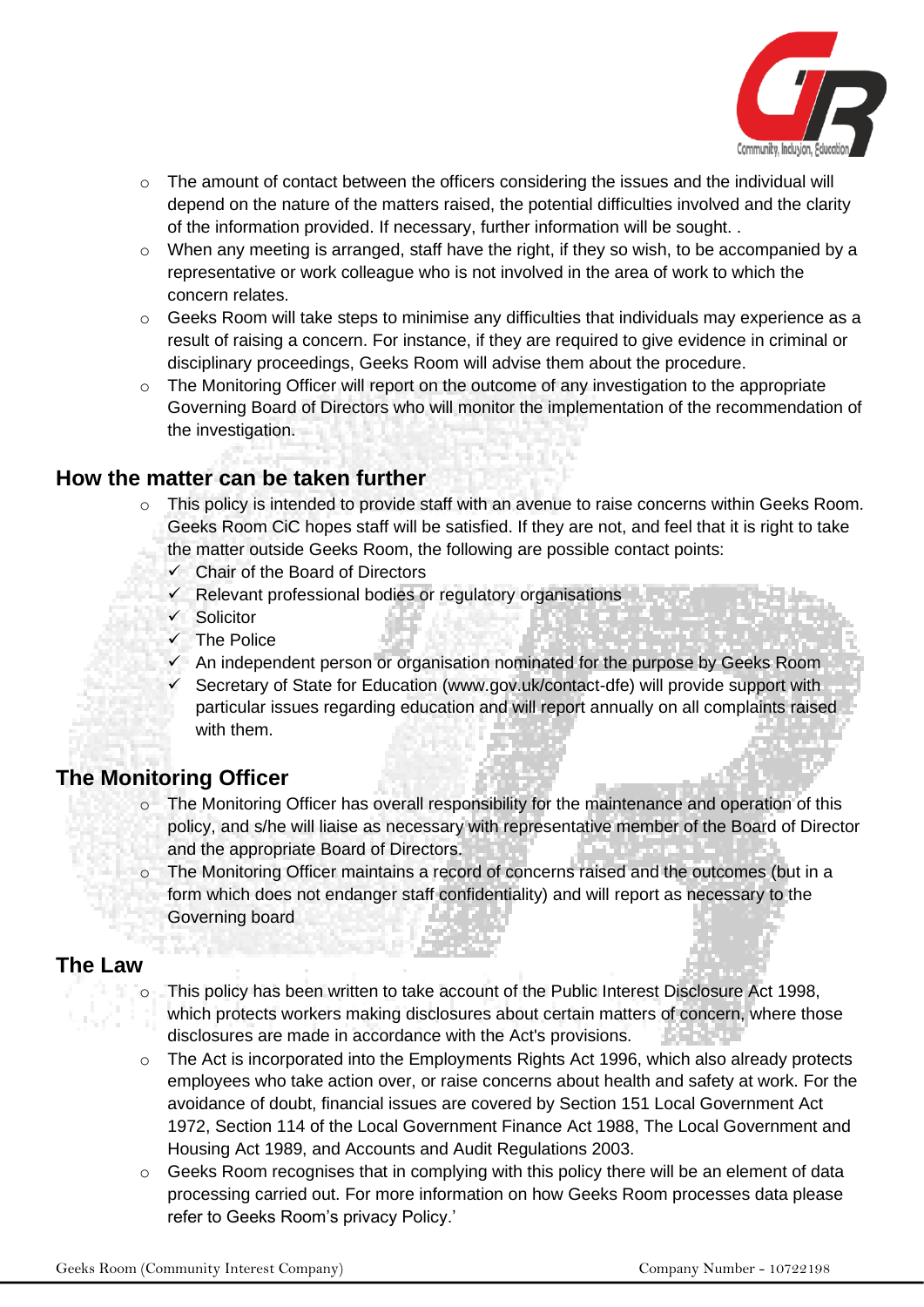- The amount of contact between the officers considering the issues and the individual will depend on the nature of the matters raised, the potential difficulties involved and the clarity of the information provided. If necessary, further information will be sought. .
- When any meeting is arranged, staff have the right, if they so wish, to be accompanied by a representative or work colleague who is not involved in the area of work to which the concern relates.
- Geeks Room will take steps to minimise any difficulties that individuals may experience as a result of raising a concern. For instance, if they are required to give evidence in criminal or disciplinary proceedings, Geeks Room will advise them about the procedure.
- The Monitoring Officer will report on the outcome of any investigation to the appropriate Governing Board of Directors who will monitor the implementation of the recommendation of the investigation.

## How the matter can be taken further

- This policy is intended to provide staff with an avenue to raise concerns within Geeks Room. Geeks Room CiC hopes staff will be satisfied. If they are not, and feel that it is right to take the matter outside Geeks Room, the following are possible contact points:
  - ✓ Chair of the Board of Directors
  - ✓ Relevant professional bodies or regulatory organisations
  - ✓ Solicitor
  - ✓ The Police
  - ✓ An independent person or organisation nominated for the purpose by Geeks Room
  - ✓ Secretary of State for Education (www.gov.uk/contact-dfe) will provide support with particular issues regarding education and will report annually on all complaints raised with them.

## The Monitoring Officer

- The Monitoring Officer has overall responsibility for the maintenance and operation of this policy, and s/he will liaise as necessary with representative member of the Board of Director and the appropriate Board of Directors.
- The Monitoring Officer maintains a record of concerns raised and the outcomes (but in a form which does not endanger staff confidentiality) and will report as necessary to the Governing board

## The Law

- This policy has been written to take account of the Public Interest Disclosure Act 1998, which protects workers making disclosures about certain matters of concern, where those disclosures are made in accordance with the Act's provisions.
- The Act is incorporated into the Employments Rights Act 1996, which also already protects employees who take action over, or raise concerns about health and safety at work. For the avoidance of doubt, financial issues are covered by Section 151 Local Government Act 1972, Section 114 of the Local Government Finance Act 1988, The Local Government and Housing Act 1989, and Accounts and Audit Regulations 2003.
- Geeks Room recognises that in complying with this policy there will be an element of data processing carried out. For more information on how Geeks Room processes data please refer to Geeks Room's privacy Policy.'